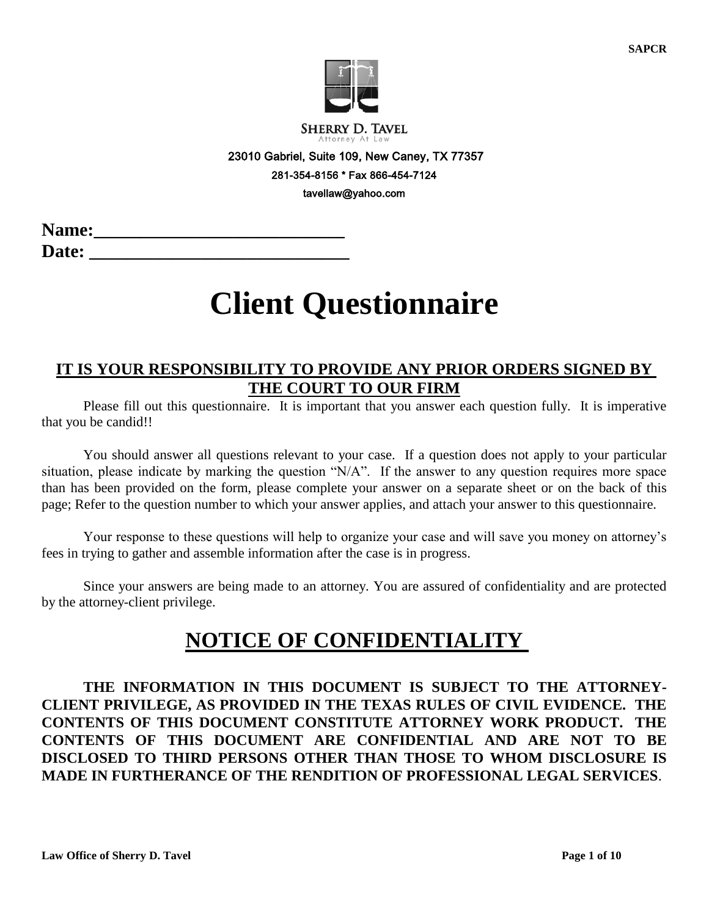SAPCR

**SHERRY D. TAVEL**
Attorney At Law

23010 Gabriel, Suite 109, New Caney, TX 77357

281-354-8156 * Fax 866-454-7124

tavellaw@yahoo.com

**Name:___________________________**

**Date: ____________________________**

# Client Questionnaire

## IT IS YOUR RESPONSIBILITY TO PROVIDE ANY PRIOR ORDERS SIGNED BY THE COURT TO OUR FIRM

Please fill out this questionnaire. It is important that you answer each question fully. It is imperative that you be candid!!

You should answer all questions relevant to your case. If a question does not apply to your particular situation, please indicate by marking the question "N/A". If the answer to any question requires more space than has been provided on the form, please complete your answer on a separate sheet or on the back of this page; Refer to the question number to which your answer applies, and attach your answer to this questionnaire.

Your response to these questions will help to organize your case and will save you money on attorney's fees in trying to gather and assemble information after the case is in progress.

Since your answers are being made to an attorney. You are assured of confidentiality and are protected by the attorney-client privilege.

## NOTICE OF CONFIDENTIALITY

**THE INFORMATION IN THIS DOCUMENT IS SUBJECT TO THE ATTORNEY-CLIENT PRIVILEGE, AS PROVIDED IN THE TEXAS RULES OF CIVIL EVIDENCE. THE CONTENTS OF THIS DOCUMENT CONSTITUTE ATTORNEY WORK PRODUCT. THE CONTENTS OF THIS DOCUMENT ARE CONFIDENTIAL AND ARE NOT TO BE DISCLOSED TO THIRD PERSONS OTHER THAN THOSE TO WHOM DISCLOSURE IS MADE IN FURTHERANCE OF THE RENDITION OF PROFESSIONAL LEGAL SERVICES**.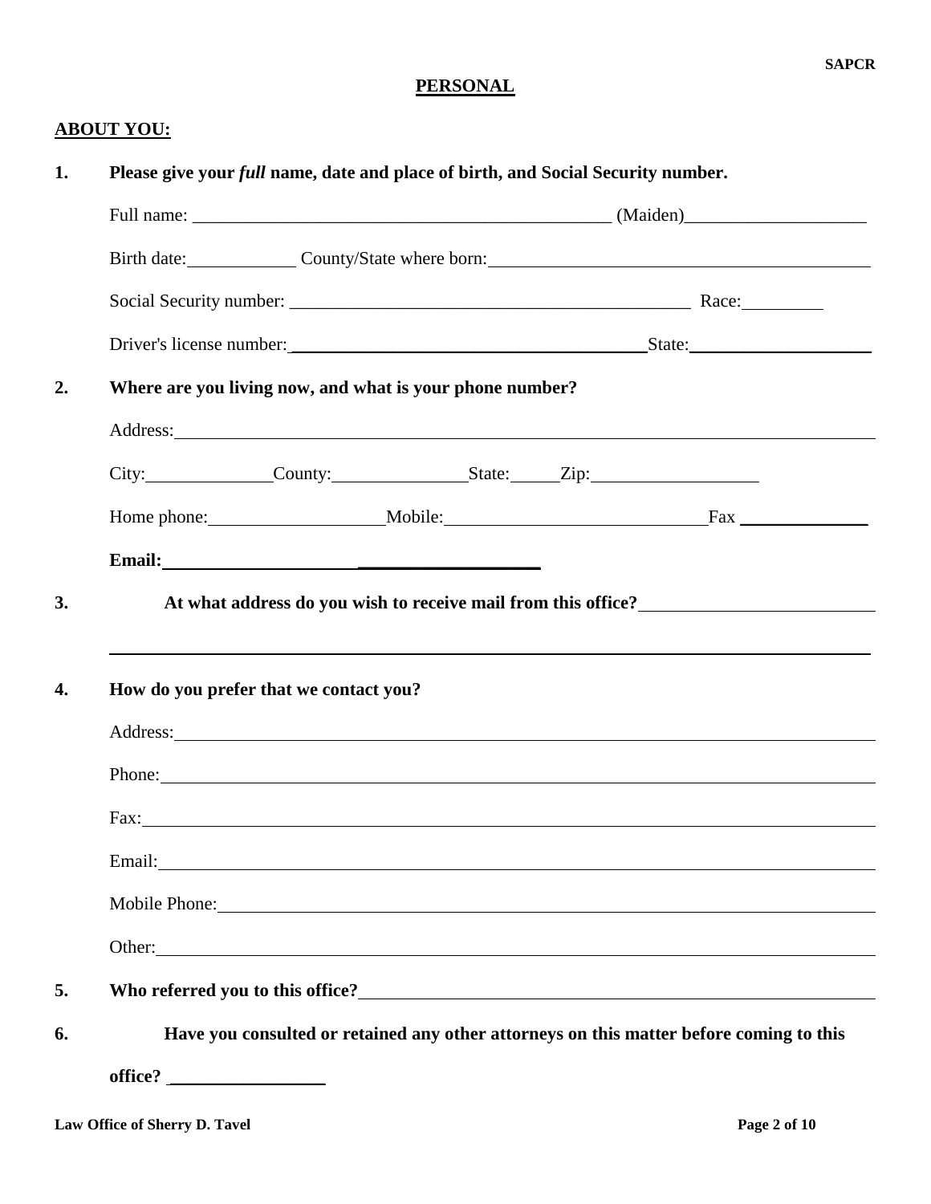## PERSONAL

### ABOUT YOU:

**1. Please give your *full* name, date and place of birth, and Social Security number.**

Full name: _______________________________________________ (Maiden)____________________

Birth date:____________ County/State where born:___________________________________________

Social Security number: _____________________________________________ Race:_________

Driver's license number:________________________________________State:____________________

**2. Where are you living now, and what is your phone number?**

Address:_______________________________________________________________________________

City:______________County:_______________State:_____Zip:__________________

Home phone:___________________Mobile:_____________________________Fax ______________

**Email:**_________________________________________

**3. At what address do you wish to receive mail from this office?**_________________________

_______________________________________________________________________________________

**4. How do you prefer that we contact you?**

Address:_______________________________________________________________________________

Phone:_________________________________________________________________________________

Fax:___________________________________________________________________________________

Email:_________________________________________________________________________________

Mobile Phone:__________________________________________________________________________

Other:_________________________________________________________________________________

**5. Who referred you to this office?**_____________________________________________________

**6. Have you consulted or retained any other attorneys on this matter before coming to this office?** _________________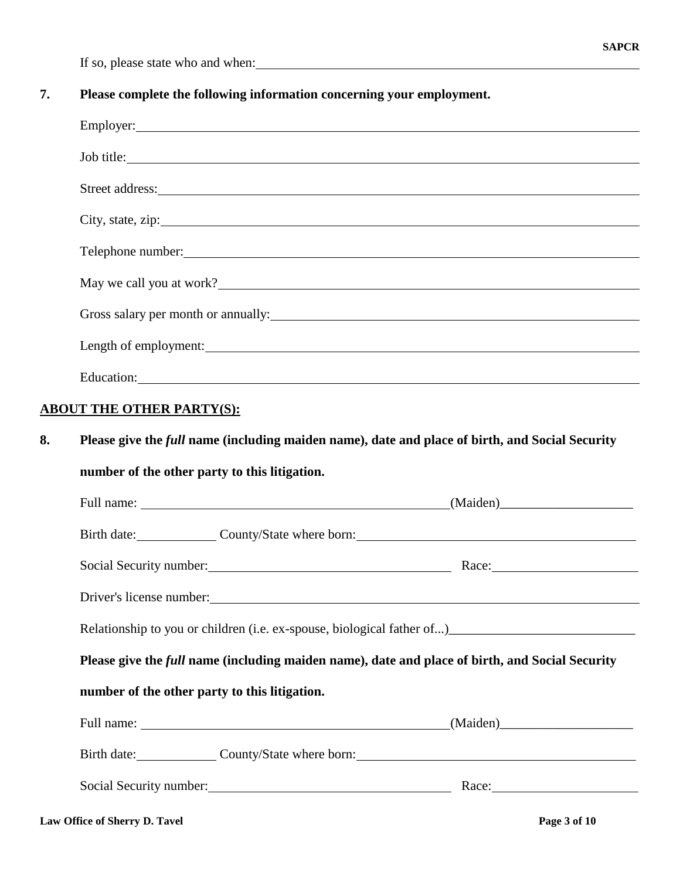If so, please state who and when: ______________________________________________

**7. Please complete the following information concerning your employment.**

Employer: ______________________________________________

Job title: ______________________________________________

Street address: ______________________________________________

City, state, zip: ______________________________________________

Telephone number: ______________________________________________

May we call you at work? ______________________________________________

Gross salary per month or annually: ______________________________________________

Length of employment: ______________________________________________

Education: ______________________________________________

**ABOUT THE OTHER PARTY(S):**

**8. Please give the *full* name (including maiden name), date and place of birth, and Social Security number of the other party to this litigation.**

Full name: ______________________________ (Maiden) ____________________

Birth date: ____________ County/State where born: ______________________________

Social Security number: ______________________________ Race: ____________________

Driver's license number: ______________________________________________

Relationship to you or children (i.e. ex-spouse, biological father of...) ____________________________

**Please give the *full* name (including maiden name), date and place of birth, and Social Security number of the other party to this litigation.**

Full name: ______________________________ (Maiden) ____________________

Birth date: ____________ County/State where born: ______________________________

Social Security number: ______________________________ Race: ____________________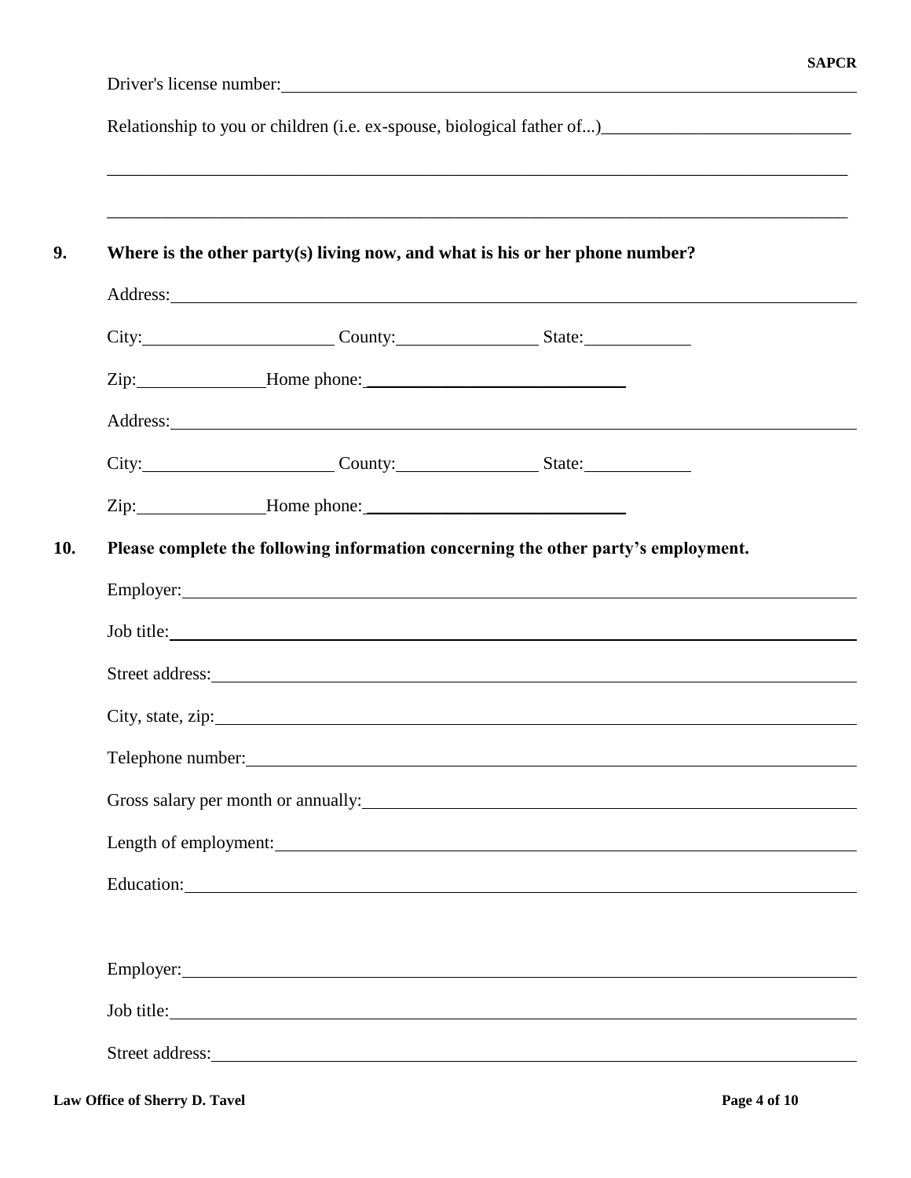Driver's license number: \_\_\_\_\_\_\_\_\_\_\_\_\_\_\_\_\_\_\_\_\_\_\_\_\_\_\_\_\_\_\_\_\_\_\_\_\_\_\_\_

Relationship to you or children (i.e. ex-spouse, biological father of...)\_\_\_\_\_\_\_\_\_\_\_\_\_\_\_\_\_\_\_\_\_\_\_\_\_\_\_\_

\_\_\_\_\_\_\_\_\_\_\_\_\_\_\_\_\_\_\_\_\_\_\_\_\_\_\_\_\_\_\_\_\_\_\_\_\_\_\_\_\_\_\_\_\_\_\_\_\_\_\_\_\_\_\_\_\_\_\_\_\_\_\_\_\_\_\_\_\_\_\_\_\_\_\_\_\_\_\_\_\_\_\_\_

\_\_\_\_\_\_\_\_\_\_\_\_\_\_\_\_\_\_\_\_\_\_\_\_\_\_\_\_\_\_\_\_\_\_\_\_\_\_\_\_\_\_\_\_\_\_\_\_\_\_\_\_\_\_\_\_\_\_\_\_\_\_\_\_\_\_\_\_\_\_\_\_\_\_\_\_\_\_\_\_\_\_\_\_

**9. Where is the other party(s) living now, and what is his or her phone number?**

Address: \_\_\_\_\_\_\_\_\_\_\_\_\_\_\_\_\_\_\_\_\_\_\_\_\_\_\_\_\_\_\_\_\_\_\_\_\_\_\_\_

City: \_\_\_\_\_\_\_\_\_\_\_\_\_\_\_\_\_\_\_\_ County: \_\_\_\_\_\_\_\_\_\_\_\_\_\_\_ State: \_\_\_\_\_\_\_\_\_\_\_

Zip: \_\_\_\_\_\_\_\_\_\_\_\_\_\_ Home phone: \_\_\_\_\_\_\_\_\_\_\_\_\_\_\_\_\_\_\_\_\_\_\_\_\_\_\_\_\_\_

Address: \_\_\_\_\_\_\_\_\_\_\_\_\_\_\_\_\_\_\_\_\_\_\_\_\_\_\_\_\_\_\_\_\_\_\_\_\_\_\_\_

City: \_\_\_\_\_\_\_\_\_\_\_\_\_\_\_\_\_\_\_\_ County: \_\_\_\_\_\_\_\_\_\_\_\_\_\_\_ State: \_\_\_\_\_\_\_\_\_\_\_

Zip: \_\_\_\_\_\_\_\_\_\_\_\_\_\_ Home phone: \_\_\_\_\_\_\_\_\_\_\_\_\_\_\_\_\_\_\_\_\_\_\_\_\_\_\_\_\_\_

**10. Please complete the following information concerning the other party's employment.**

Employer: \_\_\_\_\_\_\_\_\_\_\_\_\_\_\_\_\_\_\_\_\_\_\_\_\_\_\_\_\_\_\_\_\_\_\_\_\_\_\_\_

Job title: \_\_\_\_\_\_\_\_\_\_\_\_\_\_\_\_\_\_\_\_\_\_\_\_\_\_\_\_\_\_\_\_\_\_\_\_\_\_\_\_

Street address: \_\_\_\_\_\_\_\_\_\_\_\_\_\_\_\_\_\_\_\_\_\_\_\_\_\_\_\_\_\_\_\_\_\_\_\_\_\_\_\_

City, state, zip: \_\_\_\_\_\_\_\_\_\_\_\_\_\_\_\_\_\_\_\_\_\_\_\_\_\_\_\_\_\_\_\_\_\_\_\_\_\_\_\_

Telephone number: \_\_\_\_\_\_\_\_\_\_\_\_\_\_\_\_\_\_\_\_\_\_\_\_\_\_\_\_\_\_\_\_\_\_\_\_\_\_\_\_

Gross salary per month or annually: \_\_\_\_\_\_\_\_\_\_\_\_\_\_\_\_\_\_\_\_\_\_\_\_\_\_\_\_\_\_\_\_\_\_\_\_\_\_\_\_

Length of employment: \_\_\_\_\_\_\_\_\_\_\_\_\_\_\_\_\_\_\_\_\_\_\_\_\_\_\_\_\_\_\_\_\_\_\_\_\_\_\_\_

Education: \_\_\_\_\_\_\_\_\_\_\_\_\_\_\_\_\_\_\_\_\_\_\_\_\_\_\_\_\_\_\_\_\_\_\_\_\_\_\_\_

Employer: \_\_\_\_\_\_\_\_\_\_\_\_\_\_\_\_\_\_\_\_\_\_\_\_\_\_\_\_\_\_\_\_\_\_\_\_\_\_\_\_

Job title: \_\_\_\_\_\_\_\_\_\_\_\_\_\_\_\_\_\_\_\_\_\_\_\_\_\_\_\_\_\_\_\_\_\_\_\_\_\_\_\_

Street address: \_\_\_\_\_\_\_\_\_\_\_\_\_\_\_\_\_\_\_\_\_\_\_\_\_\_\_\_\_\_\_\_\_\_\_\_\_\_\_\_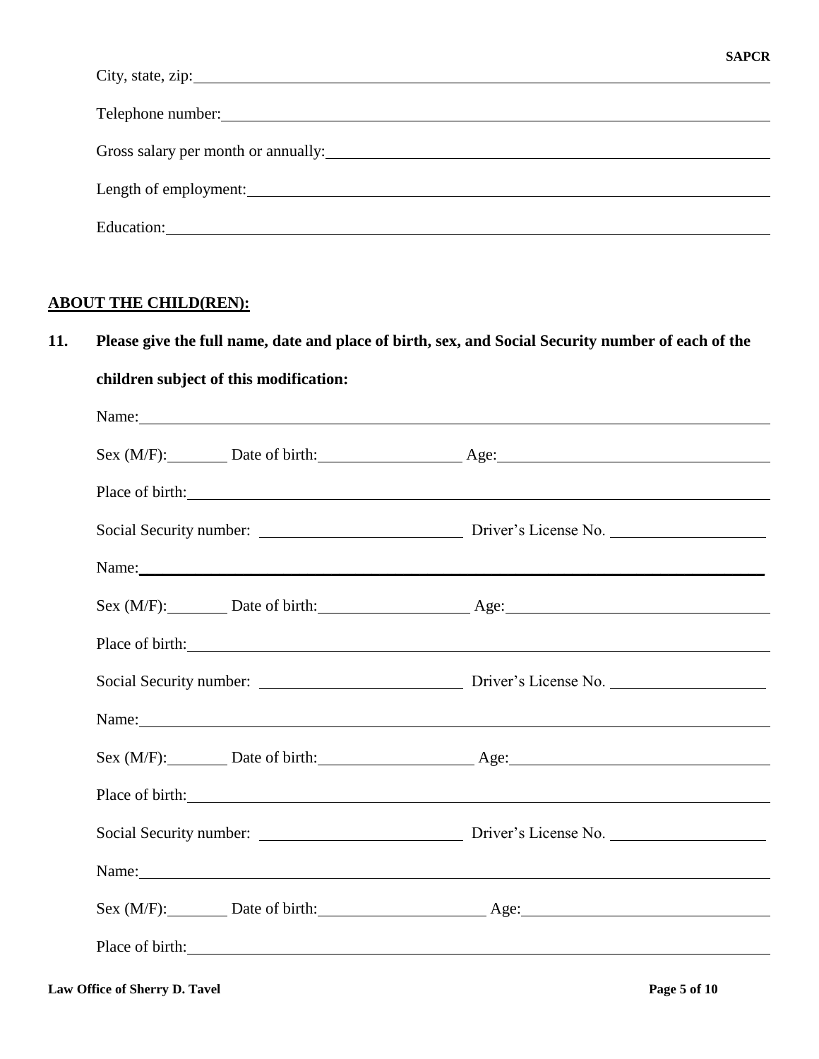City, state, zip: \_\_\_\_\_\_\_\_\_\_\_\_\_\_\_\_\_\_\_\_\_\_\_\_\_\_\_\_\_\_\_\_\_\_\_\_\_\_\_\_

Telephone number: \_\_\_\_\_\_\_\_\_\_\_\_\_\_\_\_\_\_\_\_\_\_\_\_\_\_\_\_\_\_\_\_\_\_\_\_\_\_\_\_

Gross salary per month or annually: \_\_\_\_\_\_\_\_\_\_\_\_\_\_\_\_\_\_\_\_\_\_\_\_\_\_\_\_\_\_\_\_

Length of employment: \_\_\_\_\_\_\_\_\_\_\_\_\_\_\_\_\_\_\_\_\_\_\_\_\_\_\_\_\_\_\_\_\_\_\_\_\_\_

Education: \_\_\_\_\_\_\_\_\_\_\_\_\_\_\_\_\_\_\_\_\_\_\_\_\_\_\_\_\_\_\_\_\_\_\_\_\_\_\_\_\_\_\_\_\_\_

**ABOUT THE CHILD(REN):**

**11. Please give the full name, date and place of birth, sex, and Social Security number of each of the children subject of this modification:**

Name: \_\_\_\_\_\_\_\_\_\_\_\_\_\_\_\_\_\_\_\_\_\_\_\_\_\_\_\_\_\_\_\_\_\_\_\_\_\_\_\_\_\_\_\_\_\_

Sex (M/F): \_\_\_\_\_\_ Date of birth: \_\_\_\_\_\_\_\_\_\_\_\_\_\_ Age: \_\_\_\_\_\_\_\_\_\_\_\_\_\_\_\_\_\_\_\_

Place of birth: \_\_\_\_\_\_\_\_\_\_\_\_\_\_\_\_\_\_\_\_\_\_\_\_\_\_\_\_\_\_\_\_\_\_\_\_\_\_\_\_\_\_

Social Security number: \_\_\_\_\_\_\_\_\_\_\_\_\_\_\_\_\_\_\_\_ Driver's License No. \_\_\_\_\_\_\_\_\_\_\_\_\_\_\_\_

Name: \_\_\_\_\_\_\_\_\_\_\_\_\_\_\_\_\_\_\_\_\_\_\_\_\_\_\_\_\_\_\_\_\_\_\_\_\_\_\_\_\_\_\_\_\_\_

Sex (M/F): \_\_\_\_\_\_ Date of birth: \_\_\_\_\_\_\_\_\_\_\_\_\_\_ Age: \_\_\_\_\_\_\_\_\_\_\_\_\_\_\_\_\_\_\_\_

Place of birth: \_\_\_\_\_\_\_\_\_\_\_\_\_\_\_\_\_\_\_\_\_\_\_\_\_\_\_\_\_\_\_\_\_\_\_\_\_\_\_\_\_\_

Social Security number: \_\_\_\_\_\_\_\_\_\_\_\_\_\_\_\_\_\_\_\_ Driver's License No. \_\_\_\_\_\_\_\_\_\_\_\_\_\_\_\_

Name: \_\_\_\_\_\_\_\_\_\_\_\_\_\_\_\_\_\_\_\_\_\_\_\_\_\_\_\_\_\_\_\_\_\_\_\_\_\_\_\_\_\_\_\_\_\_

Sex (M/F): \_\_\_\_\_\_ Date of birth: \_\_\_\_\_\_\_\_\_\_\_\_\_\_ Age: \_\_\_\_\_\_\_\_\_\_\_\_\_\_\_\_\_\_\_\_

Place of birth: \_\_\_\_\_\_\_\_\_\_\_\_\_\_\_\_\_\_\_\_\_\_\_\_\_\_\_\_\_\_\_\_\_\_\_\_\_\_\_\_\_\_

Social Security number: \_\_\_\_\_\_\_\_\_\_\_\_\_\_\_\_\_\_\_\_ Driver's License No. \_\_\_\_\_\_\_\_\_\_\_\_\_\_\_\_

Name: \_\_\_\_\_\_\_\_\_\_\_\_\_\_\_\_\_\_\_\_\_\_\_\_\_\_\_\_\_\_\_\_\_\_\_\_\_\_\_\_\_\_\_\_\_\_

Sex (M/F): \_\_\_\_\_\_ Date of birth: \_\_\_\_\_\_\_\_\_\_\_\_\_\_ Age: \_\_\_\_\_\_\_\_\_\_\_\_\_\_\_\_\_\_\_\_

Place of birth: \_\_\_\_\_\_\_\_\_\_\_\_\_\_\_\_\_\_\_\_\_\_\_\_\_\_\_\_\_\_\_\_\_\_\_\_\_\_\_\_\_\_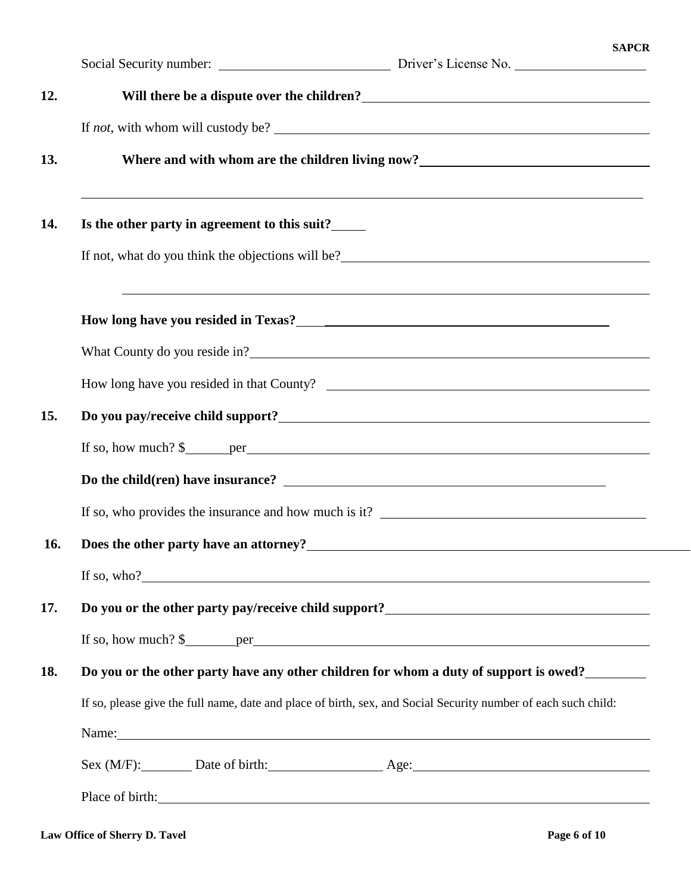Social Security number: \_\_\_\_\_\_\_\_\_\_\_\_\_\_\_\_\_\_\_\_\_\_\_\_\_\_ Driver's License No. \_\_\_\_\_\_\_\_\_\_\_\_\_\_\_\_\_\_\_\_

**12. Will there be a dispute over the children?** \_\_\_\_\_\_\_\_\_\_\_\_\_\_\_\_\_\_\_\_\_\_\_\_\_\_\_\_\_\_\_\_\_\_\_\_\_\_\_\_

If *not*, with whom will custody be? \_\_\_\_\_\_\_\_\_\_\_\_\_\_\_\_\_\_\_\_\_\_\_\_\_\_\_\_\_\_\_\_\_\_\_\_\_\_\_\_\_\_\_\_\_\_\_\_\_\_

**13. Where and with whom are the children living now?** \_\_\_\_\_\_\_\_\_\_\_\_\_\_\_\_\_\_\_\_\_\_\_\_\_\_\_\_\_\_\_\_

\_\_\_\_\_\_\_\_\_\_\_\_\_\_\_\_\_\_\_\_\_\_\_\_\_\_\_\_\_\_\_\_\_\_\_\_\_\_\_\_\_\_\_\_\_\_\_\_\_\_\_\_\_\_\_\_\_\_\_\_\_\_\_\_\_\_\_\_\_\_\_\_\_\_\_\_\_\_

**14. Is the other party in agreement to this suit?** \_\_\_\_\_

If not, what do you think the objections will be? \_\_\_\_\_\_\_\_\_\_\_\_\_\_\_\_\_\_\_\_\_\_\_\_\_\_\_\_\_\_\_\_\_\_\_\_\_\_\_\_\_\_

\_\_\_\_\_\_\_\_\_\_\_\_\_\_\_\_\_\_\_\_\_\_\_\_\_\_\_\_\_\_\_\_\_\_\_\_\_\_\_\_\_\_\_\_\_\_\_\_\_\_\_\_\_\_\_\_\_\_\_\_\_\_\_\_\_\_\_\_\_\_\_\_\_\_\_\_\_\_

**How long have you resided in Texas?** \_\_\_\_\_\_\_\_\_\_\_\_\_\_\_\_\_\_\_\_\_\_\_\_\_\_\_\_\_\_\_\_\_\_\_\_\_\_\_\_\_\_\_\_\_\_

What County do you reside in? \_\_\_\_\_\_\_\_\_\_\_\_\_\_\_\_\_\_\_\_\_\_\_\_\_\_\_\_\_\_\_\_\_\_\_\_\_\_\_\_\_\_\_\_\_\_\_\_\_\_\_\_\_\_\_\_

How long have you resided in that County? \_\_\_\_\_\_\_\_\_\_\_\_\_\_\_\_\_\_\_\_\_\_\_\_\_\_\_\_\_\_\_\_\_\_\_\_\_\_\_\_\_\_\_\_\_

**15. Do you pay/receive child support?** \_\_\_\_\_\_\_\_\_\_\_\_\_\_\_\_\_\_\_\_\_\_\_\_\_\_\_\_\_\_\_\_\_\_\_\_\_\_\_\_\_\_\_\_\_\_\_\_\_

If so, how much? $\_\_\_\_\_\_\_ per \_\_\_\_\_\_\_\_\_\_\_\_\_\_\_\_\_\_\_\_\_\_\_\_\_\_\_\_\_\_\_\_\_\_\_\_\_\_\_\_\_\_\_\_\_\_\_\_\_\_\_\_\_\_\_\_\_\_\_

**Do the child(ren) have insurance?** \_\_\_\_\_\_\_\_\_\_\_\_\_\_\_\_\_\_\_\_\_\_\_\_\_\_\_\_\_\_\_\_\_\_\_\_\_\_\_\_\_\_\_\_\_\_\_\_\_\_

If so, who provides the insurance and how much is it? \_\_\_\_\_\_\_\_\_\_\_\_\_\_\_\_\_\_\_\_\_\_\_\_\_\_\_\_\_\_\_\_\_\_\_\_\_\_\_\_

**16. Does the other party have an attorney?** \_\_\_\_\_\_\_\_\_\_\_\_\_\_\_\_\_\_\_\_\_\_\_\_\_\_\_\_\_\_\_\_\_\_\_\_\_\_\_\_\_\_\_\_\_\_\_\_\_\_\_

If so, who? \_\_\_\_\_\_\_\_\_\_\_\_\_\_\_\_\_\_\_\_\_\_\_\_\_\_\_\_\_\_\_\_\_\_\_\_\_\_\_\_\_\_\_\_\_\_\_\_\_\_\_\_\_\_\_\_\_\_\_\_\_\_\_\_\_\_\_\_\_\_\_\_

**17. Do you or the other party pay/receive child support?** \_\_\_\_\_\_\_\_\_\_\_\_\_\_\_\_\_\_\_\_\_\_\_\_\_\_\_\_\_\_\_\_\_\_\_\_\_\_\_

If so, how much? $\_\_\_\_\_\_\_\_ per \_\_\_\_\_\_\_\_\_\_\_\_\_\_\_\_\_\_\_\_\_\_\_\_\_\_\_\_\_\_\_\_\_\_\_\_\_\_\_\_\_\_\_\_\_\_\_\_\_\_\_\_\_\_\_\_\_\_

**18. Do you or the other party have any other children for whom a duty of support is owed?** \_\_\_\_\_\_\_\_\_

If so, please give the full name, date and place of birth, sex, and Social Security number of each such child:

Name: \_\_\_\_\_\_\_\_\_\_\_\_\_\_\_\_\_\_\_\_\_\_\_\_\_\_\_\_\_\_\_\_\_\_\_\_\_\_\_\_\_\_\_\_\_\_\_\_\_\_\_\_\_\_\_\_\_\_\_\_\_\_\_\_\_\_\_\_\_\_\_\_\_\_\_\_\_\_

Sex (M/F): \_\_\_\_\_\_\_\_ Date of birth: \_\_\_\_\_\_\_\_\_\_\_\_\_\_\_\_\_\_ Age: \_\_\_\_\_\_\_\_\_\_\_\_\_\_\_\_\_\_\_\_\_\_\_\_\_\_\_\_\_\_\_\_\_\_\_\_\_\_

Place of birth: \_\_\_\_\_\_\_\_\_\_\_\_\_\_\_\_\_\_\_\_\_\_\_\_\_\_\_\_\_\_\_\_\_\_\_\_\_\_\_\_\_\_\_\_\_\_\_\_\_\_\_\_\_\_\_\_\_\_\_\_\_\_\_\_\_\_\_\_\_\_\_\_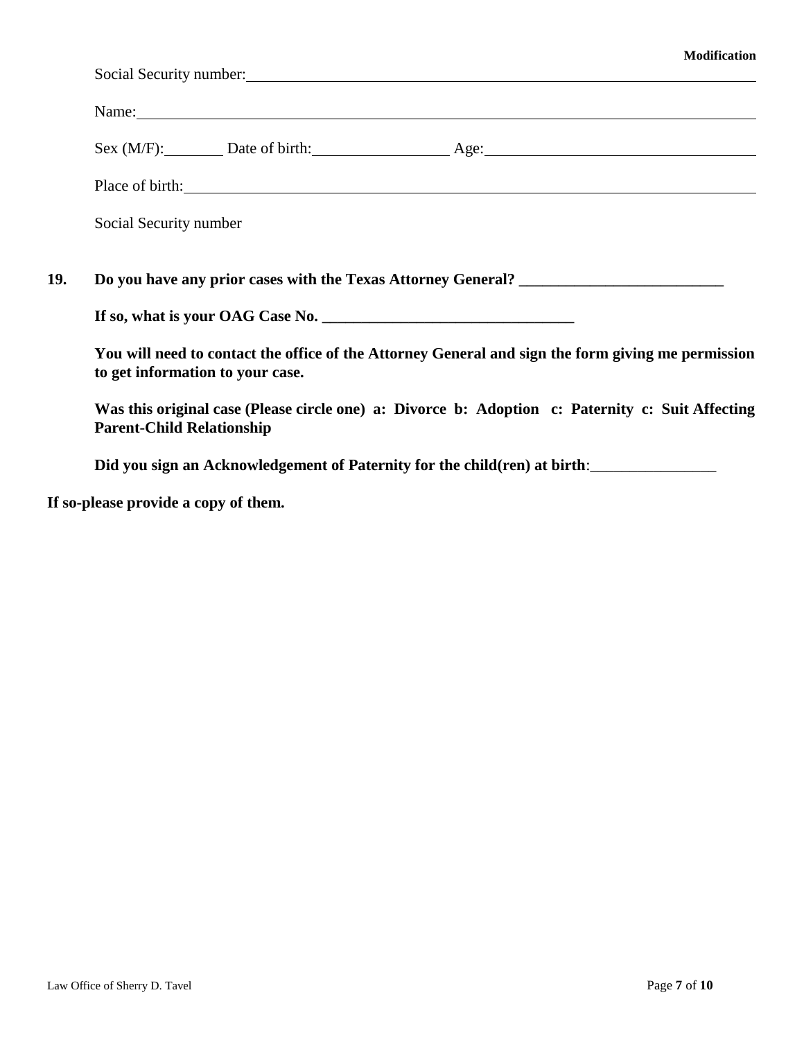Social Security number: ____________________________________________

Name: ____________________________________________

Sex (M/F): ________ Date of birth: __________________ Age: ____________________________________

Place of birth: ____________________________________________

Social Security number

**19. Do you have any prior cases with the Texas Attorney General? __________________________**

**If so, what is your OAG Case No. ________________________________**

**You will need to contact the office of the Attorney General and sign the form giving me permission to get information to your case.**

**Was this original case (Please circle one) a: Divorce b: Adoption c: Paternity c: Suit Affecting Parent-Child Relationship**

**Did you sign an Acknowledgement of Paternity for the child(ren) at birth**:________________

**If so-please provide a copy of them.**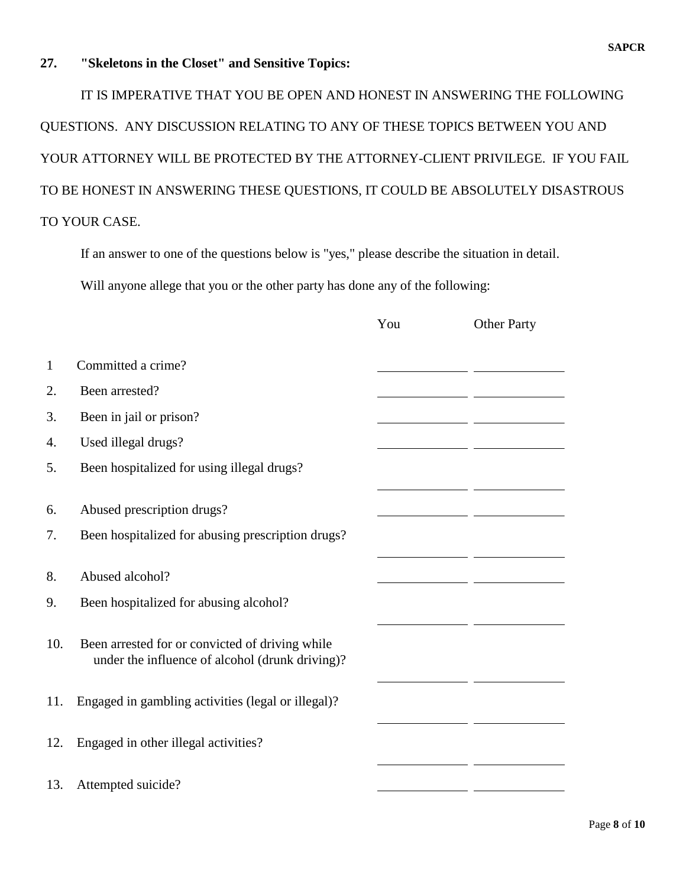## 27. "Skeletons in the Closet" and Sensitive Topics:

IT IS IMPERATIVE THAT YOU BE OPEN AND HONEST IN ANSWERING THE FOLLOWING QUESTIONS. ANY DISCUSSION RELATING TO ANY OF THESE TOPICS BETWEEN YOU AND YOUR ATTORNEY WILL BE PROTECTED BY THE ATTORNEY-CLIENT PRIVILEGE. IF YOU FAIL TO BE HONEST IN ANSWERING THESE QUESTIONS, IT COULD BE ABSOLUTELY DISASTROUS TO YOUR CASE.

If an answer to one of the questions below is "yes," please describe the situation in detail.

Will anyone allege that you or the other party has done any of the following:

| | | You | Other Party |
|---|---|---|---|
| 1 | Committed a crime? | ______ | ______ |
| 2. | Been arrested? | ______ | ______ |
| 3. | Been in jail or prison? | ______ | ______ |
| 4. | Used illegal drugs? | ______ | ______ |
| 5. | Been hospitalized for using illegal drugs? | ______ | ______ |
| 6. | Abused prescription drugs? | ______ | ______ |
| 7. | Been hospitalized for abusing prescription drugs? | ______ | ______ |
| 8. | Abused alcohol? | ______ | ______ |
| 9. | Been hospitalized for abusing alcohol? | ______ | ______ |
| 10. | Been arrested for or convicted of driving while under the influence of alcohol (drunk driving)? | ______ | ______ |
| 11. | Engaged in gambling activities (legal or illegal)? | ______ | ______ |
| 12. | Engaged in other illegal activities? | ______ | ______ |
| 13. | Attempted suicide? | ______ | ______ |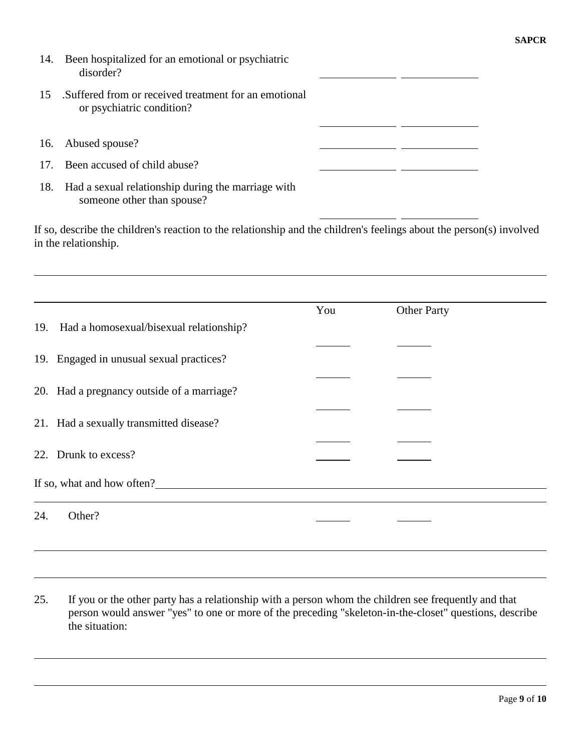14. Been hospitalized for an emotional or psychiatric disorder? \_\_\_\_\_\_\_\_\_\_\_\_ \_\_\_\_\_\_\_\_\_\_\_\_

15 .Suffered from or received treatment for an emotional or psychiatric condition? \_\_\_\_\_\_\_\_\_\_\_\_ \_\_\_\_\_\_\_\_\_\_\_\_

16. Abused spouse? \_\_\_\_\_\_\_\_\_\_\_\_ \_\_\_\_\_\_\_\_\_\_\_\_

17. Been accused of child abuse? \_\_\_\_\_\_\_\_\_\_\_\_ \_\_\_\_\_\_\_\_\_\_\_\_

18. Had a sexual relationship during the marriage with someone other than spouse? \_\_\_\_\_\_\_\_\_\_\_\_ \_\_\_\_\_\_\_\_\_\_\_\_

If so, describe the children's reaction to the relationship and the children's feelings about the person(s) involved in the relationship.

\_\_\_\_\_\_\_\_\_\_\_\_\_\_\_\_\_\_\_\_\_\_\_\_\_\_\_\_\_\_\_\_\_\_\_\_\_\_\_\_\_\_\_\_\_\_\_\_\_\_\_\_\_\_\_\_\_\_\_\_\_\_\_\_\_\_\_\_\_\_\_\_\_\_\_\_

| | You | Other Party |
|---|---|---|
| 19. Had a homosexual/bisexual relationship? | \_\_\_\_\_\_ | \_\_\_\_\_\_ |
| 19. Engaged in unusual sexual practices? | \_\_\_\_\_\_ | \_\_\_\_\_\_ |
| 20. Had a pregnancy outside of a marriage? | \_\_\_\_\_\_ | \_\_\_\_\_\_ |
| 21. Had a sexually transmitted disease? | \_\_\_\_\_\_ | \_\_\_\_\_\_ |
| 22. Drunk to excess? | \_\_\_\_\_\_ | \_\_\_\_\_\_ |

If so, what and how often?\_\_\_\_\_\_\_\_\_\_\_\_\_\_\_\_\_\_\_\_\_\_\_\_\_\_\_\_\_\_\_\_\_\_\_\_\_\_\_\_\_\_\_\_\_\_\_\_\_\_\_\_\_\_\_\_\_\_

24. Other? \_\_\_\_\_\_ \_\_\_\_\_\_

\_\_\_\_\_\_\_\_\_\_\_\_\_\_\_\_\_\_\_\_\_\_\_\_\_\_\_\_\_\_\_\_\_\_\_\_\_\_\_\_\_\_\_\_\_\_\_\_\_\_\_\_\_\_\_\_\_\_\_\_\_\_\_\_\_\_\_\_\_\_\_\_\_\_\_\_

\_\_\_\_\_\_\_\_\_\_\_\_\_\_\_\_\_\_\_\_\_\_\_\_\_\_\_\_\_\_\_\_\_\_\_\_\_\_\_\_\_\_\_\_\_\_\_\_\_\_\_\_\_\_\_\_\_\_\_\_\_\_\_\_\_\_\_\_\_\_\_\_\_\_\_\_

25. If you or the other party has a relationship with a person whom the children see frequently and that person would answer "yes" to one or more of the preceding "skeleton-in-the-closet" questions, describe the situation:

\_\_\_\_\_\_\_\_\_\_\_\_\_\_\_\_\_\_\_\_\_\_\_\_\_\_\_\_\_\_\_\_\_\_\_\_\_\_\_\_\_\_\_\_\_\_\_\_\_\_\_\_\_\_\_\_\_\_\_\_\_\_\_\_\_\_\_\_\_\_\_\_\_\_\_\_

\_\_\_\_\_\_\_\_\_\_\_\_\_\_\_\_\_\_\_\_\_\_\_\_\_\_\_\_\_\_\_\_\_\_\_\_\_\_\_\_\_\_\_\_\_\_\_\_\_\_\_\_\_\_\_\_\_\_\_\_\_\_\_\_\_\_\_\_\_\_\_\_\_\_\_\_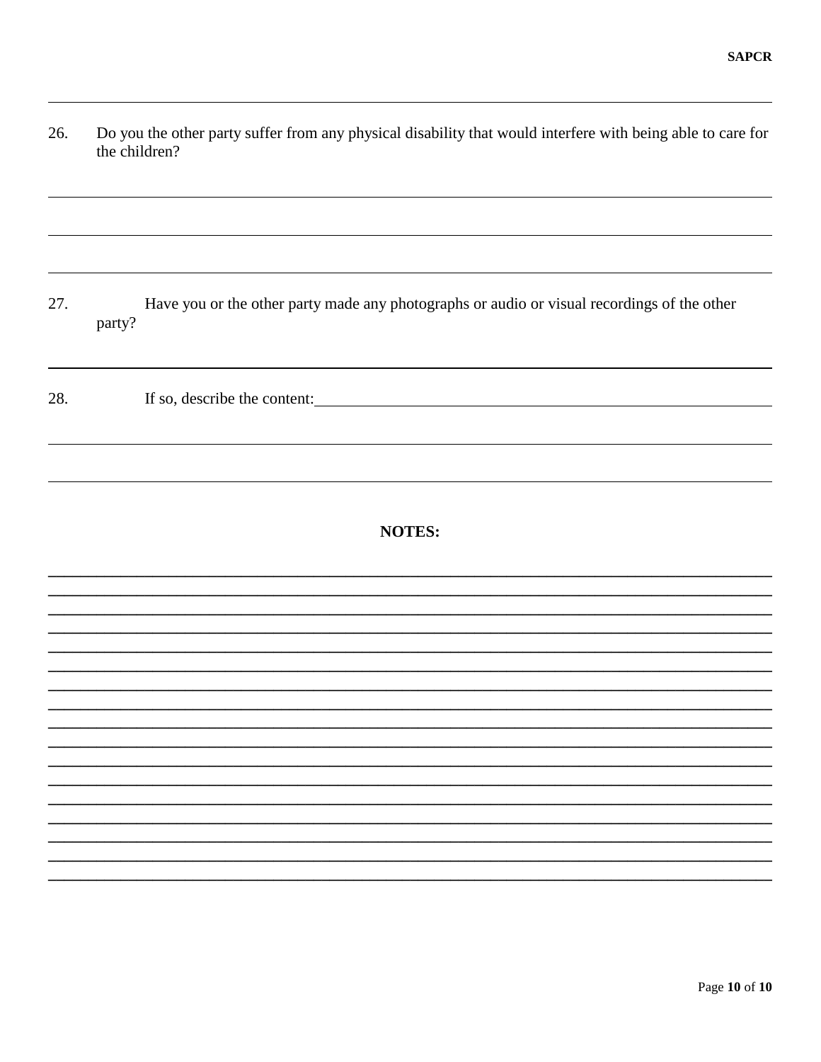26. Do you the other party suffer from any physical disability that would interfere with being able to care for the children?

27. Have you or the other party made any photographs or audio or visual recordings of the other party?

28. If so, describe the content:

**NOTES:**